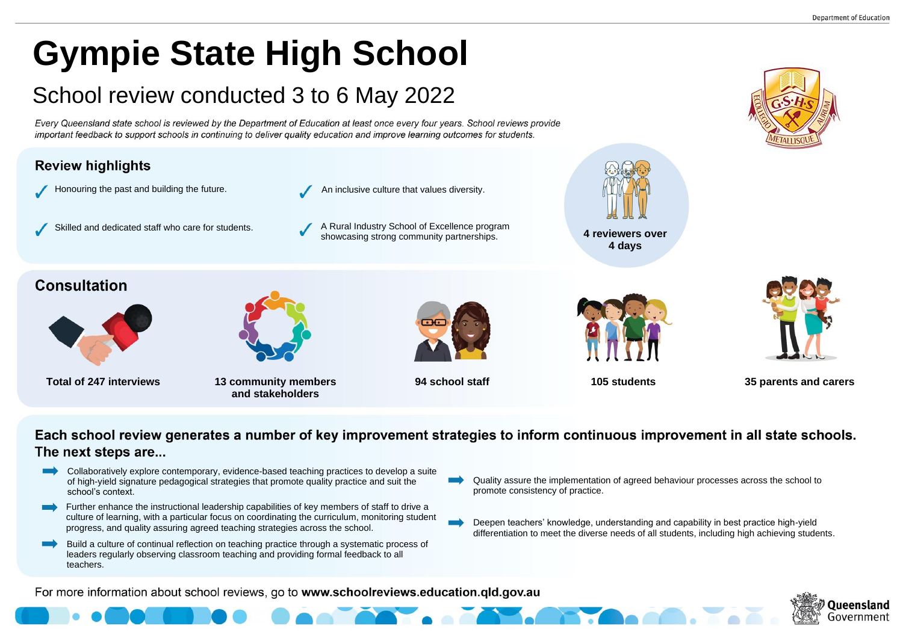# Gympie State High School

## School review conducted 3 to 6 May 2022

*Every Queensland state school is reviewed by the Department of Education at least once every four years. School reviews provide important feedback to support schools in continuing to deliver quality education and improve learning outcomes for students.*

### Review highlights

- ✓ Honouring the past and building the future.
- ✓ Skilled and dedicated staff who care for students.
- ✓ An inclusive culture that values diversity.
- ✓ A Rural Industry School of Excellence program showcasing strong community partnerships.

**4 reviewers over 4 days**

### Consultation

- **Total of 247 interviews**
- **13 community members and stakeholders**
- **94 school staff**
- **105 students**
- **35 parents and carers**

### Each school review generates a number of key improvement strategies to inform continuous improvement in all state schools. The next steps are...

- Collaboratively explore contemporary, evidence-based teaching practices to develop a suite of high-yield signature pedagogical strategies that promote quality practice and suit the school's context.
- Further enhance the instructional leadership capabilities of key members of staff to drive a culture of learning, with a particular focus on coordinating the curriculum, monitoring student progress, and quality assuring agreed teaching strategies across the school.
- Build a culture of continual reflection on teaching practice through a systematic process of leaders regularly observing classroom teaching and providing formal feedback to all teachers.
- Quality assure the implementation of agreed behaviour processes across the school to promote consistency of practice.
- Deepen teachers' knowledge, understanding and capability in best practice high-yield differentiation to meet the diverse needs of all students, including high achieving students.

For more information about school reviews, go to **www.schoolreviews.education.qld.gov.au**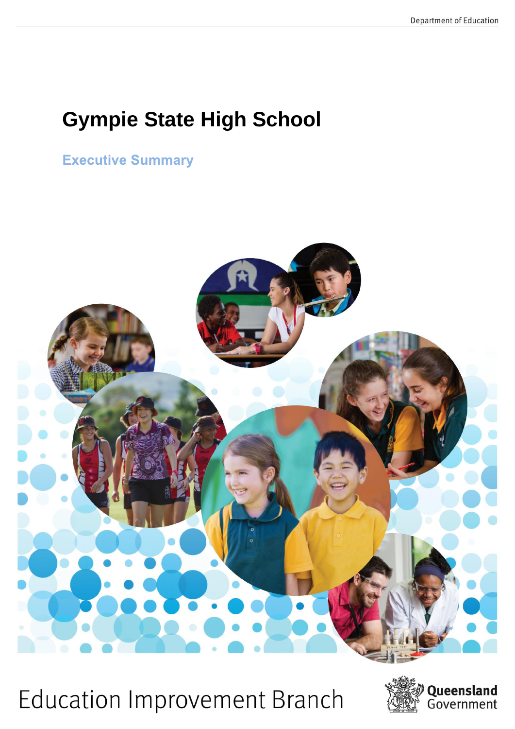# Gympie State High School

## Executive Summary

Education Improvement Branch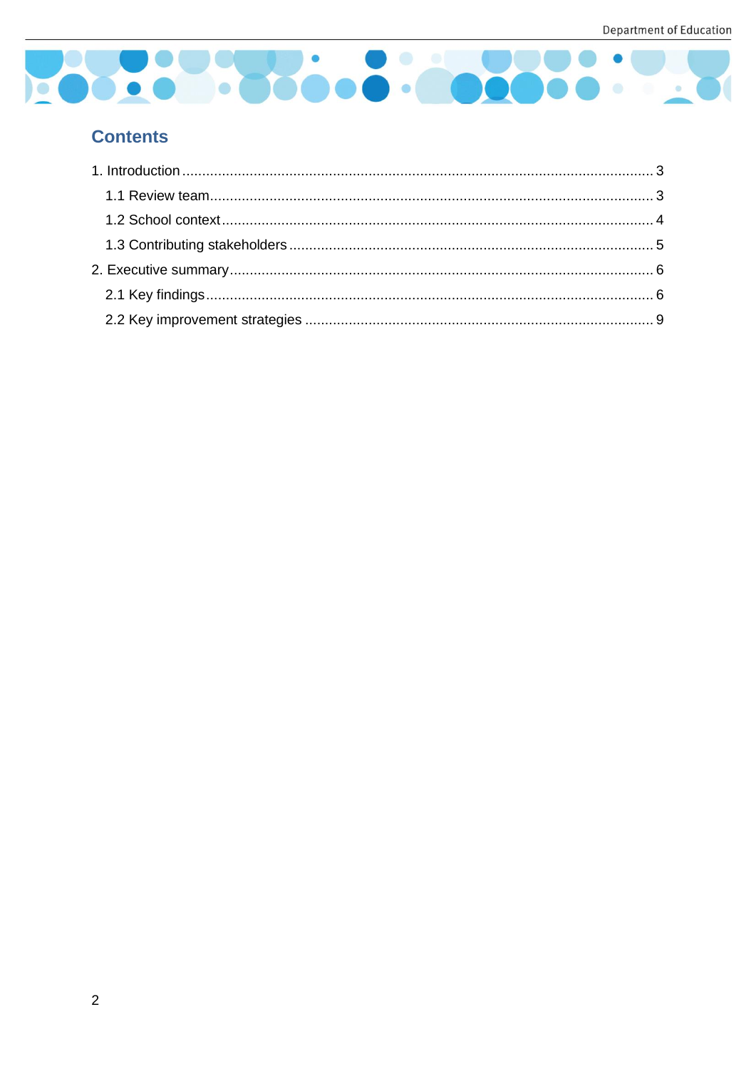## Contents

1. Introduction ........................................................................................................................ 3
   1.1 Review team.................................................................................................................... 3
   1.2 School context................................................................................................................ 4
   1.3 Contributing stakeholders .............................................................................................. 5
2. Executive summary............................................................................................................. 6
   2.1 Key findings.................................................................................................................... 6
   2.2 Key improvement strategies ........................................................................................... 9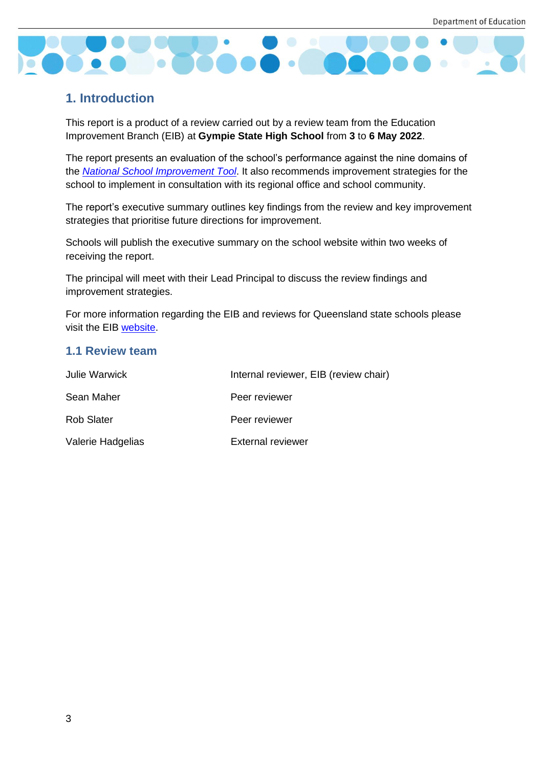# 1. Introduction

This report is a product of a review carried out by a review team from the Education Improvement Branch (EIB) at **Gympie State High School** from **3** to **6 May 2022**.

The report presents an evaluation of the school's performance against the nine domains of the *National School Improvement Tool*. It also recommends improvement strategies for the school to implement in consultation with its regional office and school community.

The report's executive summary outlines key findings from the review and key improvement strategies that prioritise future directions for improvement.

Schools will publish the executive summary on the school website within two weeks of receiving the report.

The principal will meet with their Lead Principal to discuss the review findings and improvement strategies.

For more information regarding the EIB and reviews for Queensland state schools please visit the EIB website.

## 1.1 Review team

| | |
|---|---|
| Julie Warwick | Internal reviewer, EIB (review chair) |
| Sean Maher | Peer reviewer |
| Rob Slater | Peer reviewer |
| Valerie Hadgelias | External reviewer |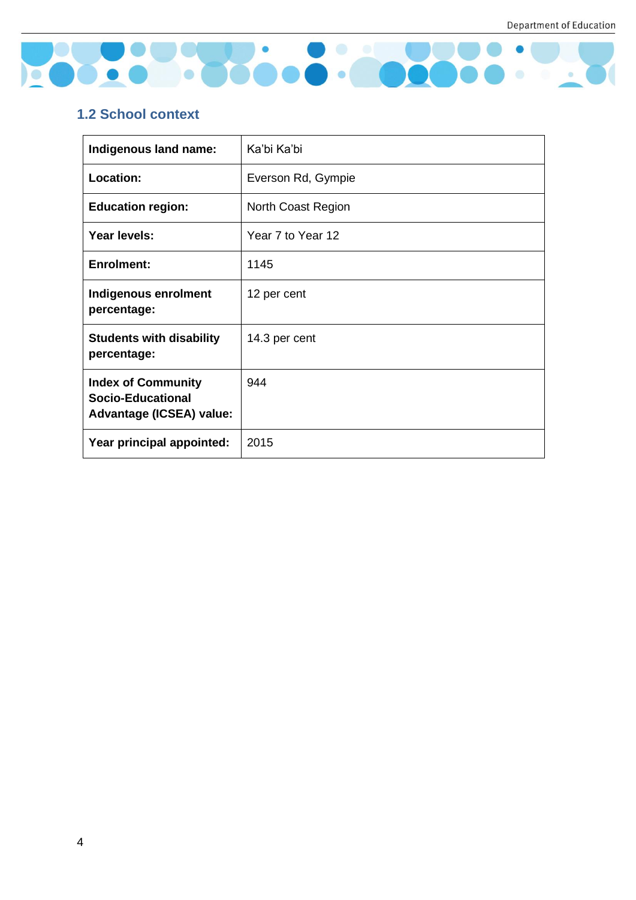## 1.2 School context

| | |
|---|---|
| **Indigenous land name:** | Ka'bi Ka'bi |
| **Location:** | Everson Rd, Gympie |
| **Education region:** | North Coast Region |
| **Year levels:** | Year 7 to Year 12 |
| **Enrolment:** | 1145 |
| **Indigenous enrolment percentage:** | 12 per cent |
| **Students with disability percentage:** | 14.3 per cent |
| **Index of Community Socio-Educational Advantage (ICSEA) value:** | 944 |
| **Year principal appointed:** | 2015 |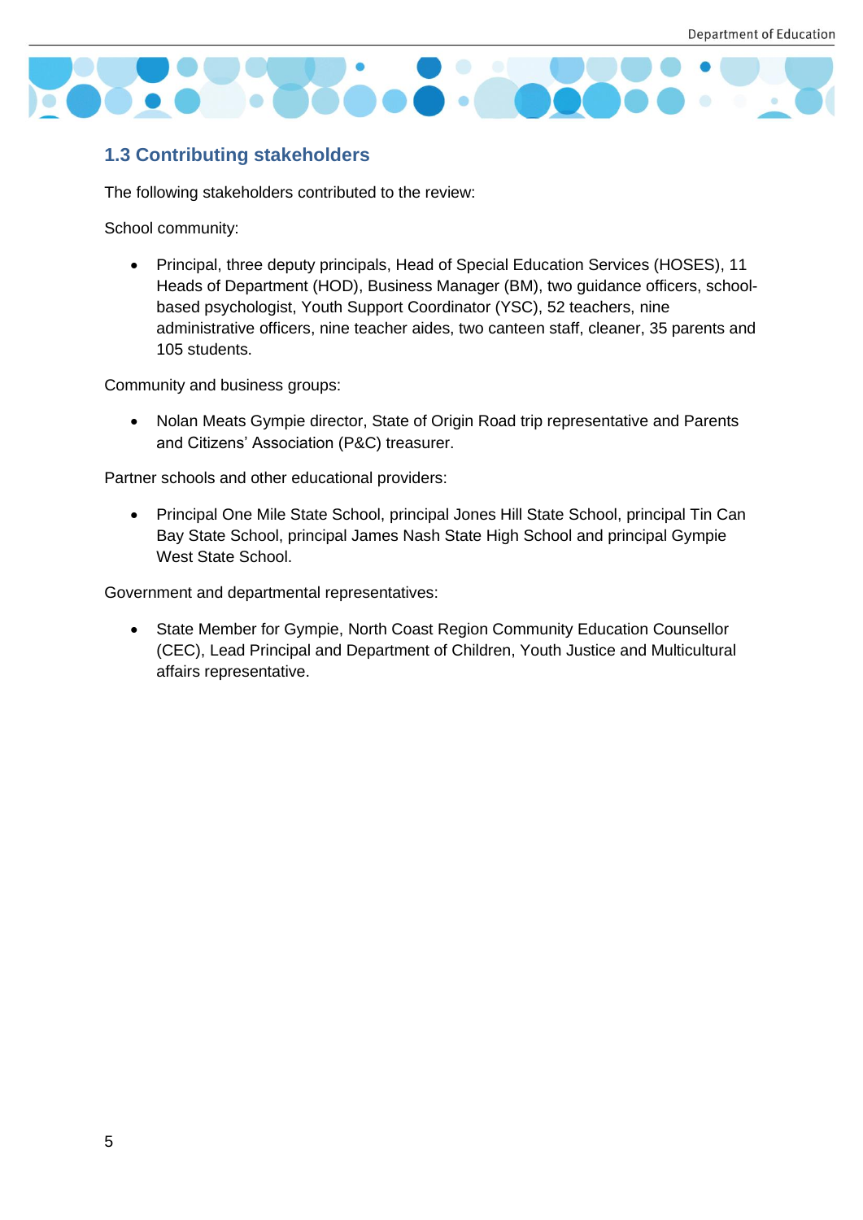## 1.3 Contributing stakeholders

The following stakeholders contributed to the review:

School community:

- Principal, three deputy principals, Head of Special Education Services (HOSES), 11 Heads of Department (HOD), Business Manager (BM), two guidance officers, school-based psychologist, Youth Support Coordinator (YSC), 52 teachers, nine administrative officers, nine teacher aides, two canteen staff, cleaner, 35 parents and 105 students.

Community and business groups:

- Nolan Meats Gympie director, State of Origin Road trip representative and Parents and Citizens' Association (P&C) treasurer.

Partner schools and other educational providers:

- Principal One Mile State School, principal Jones Hill State School, principal Tin Can Bay State School, principal James Nash State High School and principal Gympie West State School.

Government and departmental representatives:

- State Member for Gympie, North Coast Region Community Education Counsellor (CEC), Lead Principal and Department of Children, Youth Justice and Multicultural affairs representative.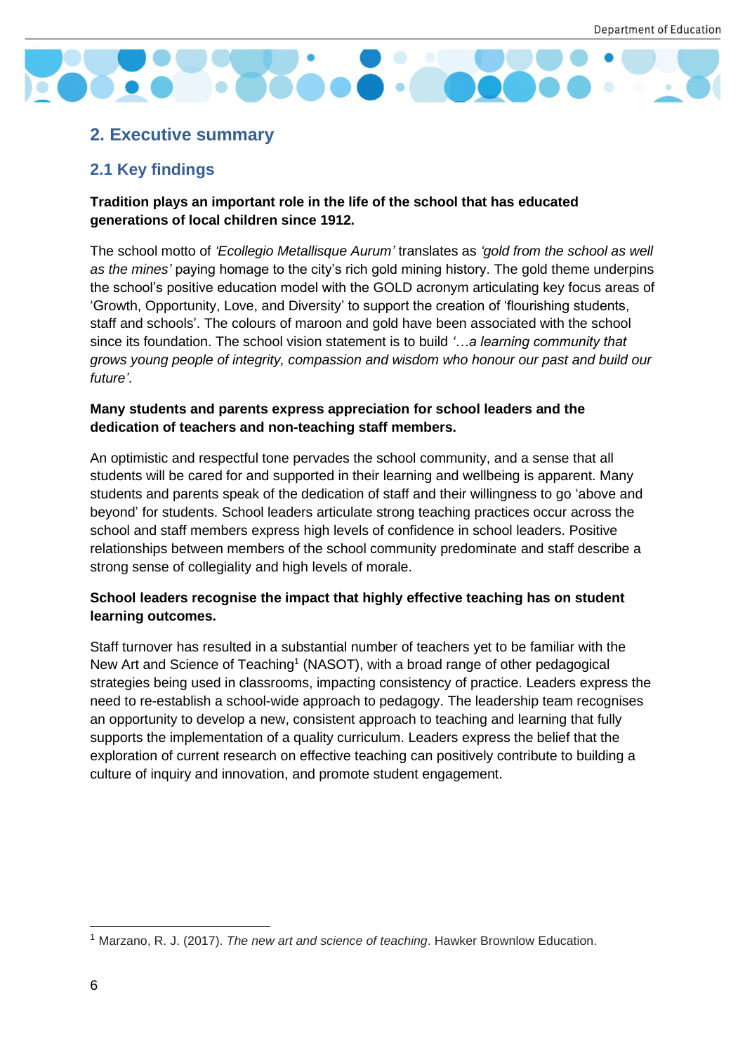## 2. Executive summary

### 2.1 Key findings

**Tradition plays an important role in the life of the school that has educated generations of local children since 1912.**

The school motto of *'Ecollegio Metallisque Aurum'* translates as *'gold from the school as well as the mines'* paying homage to the city's rich gold mining history. The gold theme underpins the school's positive education model with the GOLD acronym articulating key focus areas of 'Growth, Opportunity, Love, and Diversity' to support the creation of 'flourishing students, staff and schools'. The colours of maroon and gold have been associated with the school since its foundation. The school vision statement is to build *'…a learning community that grows young people of integrity, compassion and wisdom who honour our past and build our future'*.

**Many students and parents express appreciation for school leaders and the dedication of teachers and non-teaching staff members.**

An optimistic and respectful tone pervades the school community, and a sense that all students will be cared for and supported in their learning and wellbeing is apparent. Many students and parents speak of the dedication of staff and their willingness to go 'above and beyond' for students. School leaders articulate strong teaching practices occur across the school and staff members express high levels of confidence in school leaders. Positive relationships between members of the school community predominate and staff describe a strong sense of collegiality and high levels of morale.

**School leaders recognise the impact that highly effective teaching has on student learning outcomes.**

Staff turnover has resulted in a substantial number of teachers yet to be familiar with the New Art and Science of Teaching[1] (NASOT), with a broad range of other pedagogical strategies being used in classrooms, impacting consistency of practice. Leaders express the need to re-establish a school-wide approach to pedagogy. The leadership team recognises an opportunity to develop a new, consistent approach to teaching and learning that fully supports the implementation of a quality curriculum. Leaders express the belief that the exploration of current research on effective teaching can positively contribute to building a culture of inquiry and innovation, and promote student engagement.

---

[1] Marzano, R. J. (2017). *The new art and science of teaching*. Hawker Brownlow Education.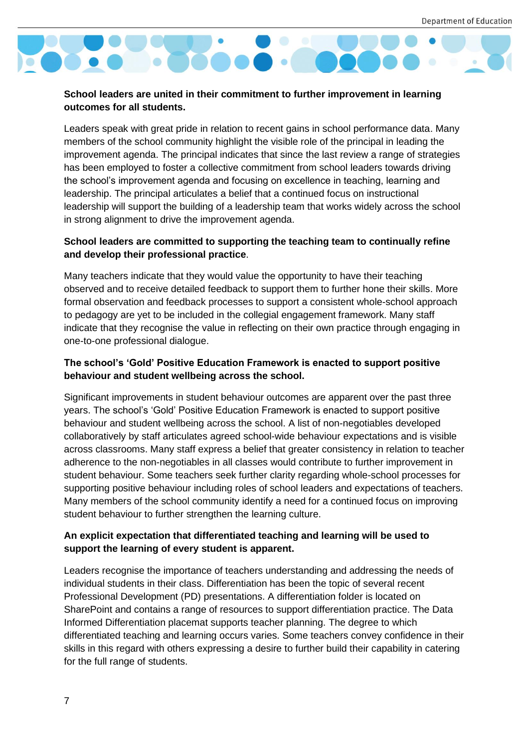**School leaders are united in their commitment to further improvement in learning outcomes for all students.**

Leaders speak with great pride in relation to recent gains in school performance data. Many members of the school community highlight the visible role of the principal in leading the improvement agenda. The principal indicates that since the last review a range of strategies has been employed to foster a collective commitment from school leaders towards driving the school's improvement agenda and focusing on excellence in teaching, learning and leadership. The principal articulates a belief that a continued focus on instructional leadership will support the building of a leadership team that works widely across the school in strong alignment to drive the improvement agenda.

**School leaders are committed to supporting the teaching team to continually refine and develop their professional practice**.

Many teachers indicate that they would value the opportunity to have their teaching observed and to receive detailed feedback to support them to further hone their skills. More formal observation and feedback processes to support a consistent whole-school approach to pedagogy are yet to be included in the collegial engagement framework. Many staff indicate that they recognise the value in reflecting on their own practice through engaging in one-to-one professional dialogue.

**The school's 'Gold' Positive Education Framework is enacted to support positive behaviour and student wellbeing across the school.**

Significant improvements in student behaviour outcomes are apparent over the past three years. The school's 'Gold' Positive Education Framework is enacted to support positive behaviour and student wellbeing across the school. A list of non-negotiables developed collaboratively by staff articulates agreed school-wide behaviour expectations and is visible across classrooms. Many staff express a belief that greater consistency in relation to teacher adherence to the non-negotiables in all classes would contribute to further improvement in student behaviour. Some teachers seek further clarity regarding whole-school processes for supporting positive behaviour including roles of school leaders and expectations of teachers. Many members of the school community identify a need for a continued focus on improving student behaviour to further strengthen the learning culture.

**An explicit expectation that differentiated teaching and learning will be used to support the learning of every student is apparent.**

Leaders recognise the importance of teachers understanding and addressing the needs of individual students in their class. Differentiation has been the topic of several recent Professional Development (PD) presentations. A differentiation folder is located on SharePoint and contains a range of resources to support differentiation practice. The Data Informed Differentiation placemat supports teacher planning. The degree to which differentiated teaching and learning occurs varies. Some teachers convey confidence in their skills in this regard with others expressing a desire to further build their capability in catering for the full range of students.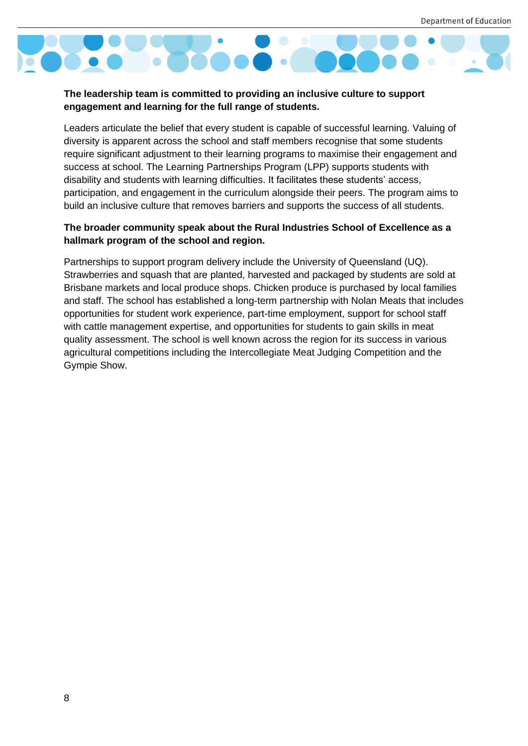**The leadership team is committed to providing an inclusive culture to support engagement and learning for the full range of students.**

Leaders articulate the belief that every student is capable of successful learning. Valuing of diversity is apparent across the school and staff members recognise that some students require significant adjustment to their learning programs to maximise their engagement and success at school. The Learning Partnerships Program (LPP) supports students with disability and students with learning difficulties. It facilitates these students' access, participation, and engagement in the curriculum alongside their peers. The program aims to build an inclusive culture that removes barriers and supports the success of all students.

**The broader community speak about the Rural Industries School of Excellence as a hallmark program of the school and region.**

Partnerships to support program delivery include the University of Queensland (UQ). Strawberries and squash that are planted, harvested and packaged by students are sold at Brisbane markets and local produce shops. Chicken produce is purchased by local families and staff. The school has established a long-term partnership with Nolan Meats that includes opportunities for student work experience, part-time employment, support for school staff with cattle management expertise, and opportunities for students to gain skills in meat quality assessment. The school is well known across the region for its success in various agricultural competitions including the Intercollegiate Meat Judging Competition and the Gympie Show.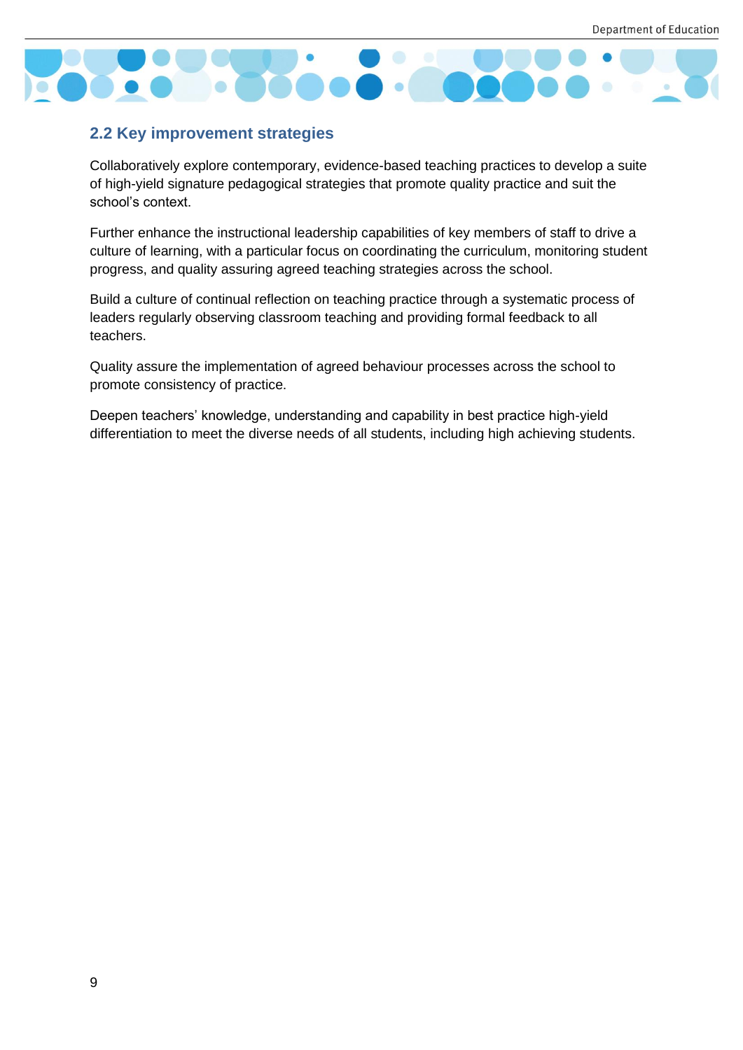## 2.2 Key improvement strategies

Collaboratively explore contemporary, evidence-based teaching practices to develop a suite of high-yield signature pedagogical strategies that promote quality practice and suit the school's context.

Further enhance the instructional leadership capabilities of key members of staff to drive a culture of learning, with a particular focus on coordinating the curriculum, monitoring student progress, and quality assuring agreed teaching strategies across the school.

Build a culture of continual reflection on teaching practice through a systematic process of leaders regularly observing classroom teaching and providing formal feedback to all teachers.

Quality assure the implementation of agreed behaviour processes across the school to promote consistency of practice.

Deepen teachers' knowledge, understanding and capability in best practice high-yield differentiation to meet the diverse needs of all students, including high achieving students.